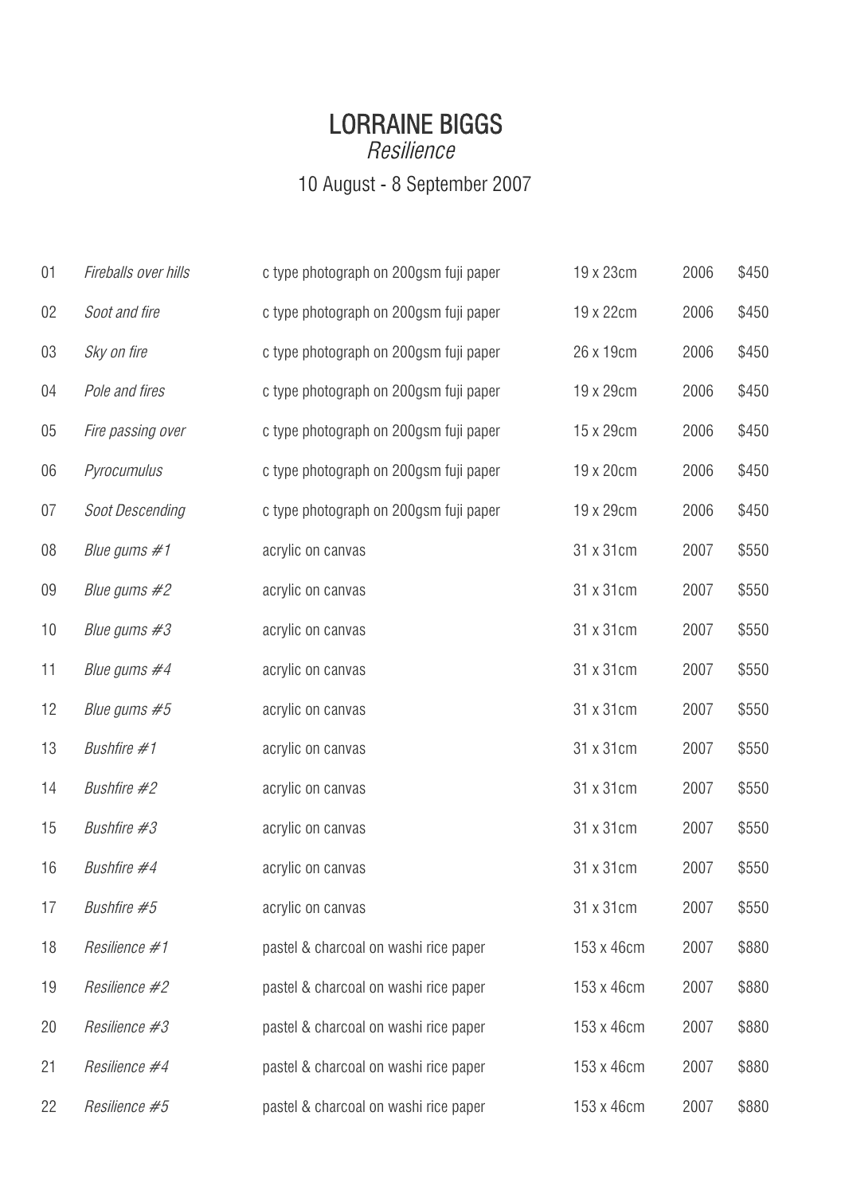# LORRAINE BIGGS

*Resilience*

10 August - 8 September 2007

| | | | | | |
|---|---|---|---|---|---|
| 01 | *Fireballs over hills* | c type photograph on 200gsm fuji paper | 19 x 23cm | 2006 | $450 |
| 02 | *Soot and fire* | c type photograph on 200gsm fuji paper | 19 x 22cm | 2006 | $450 |
| 03 | *Sky on fire* | c type photograph on 200gsm fuji paper | 26 x 19cm | 2006 | $450 |
| 04 | *Pole and fires* | c type photograph on 200gsm fuji paper | 19 x 29cm | 2006 | $450 |
| 05 | *Fire passing over* | c type photograph on 200gsm fuji paper | 15 x 29cm | 2006 | $450 |
| 06 | *Pyrocumulus* | c type photograph on 200gsm fuji paper | 19 x 20cm | 2006 | $450 |
| 07 | *Soot Descending* | c type photograph on 200gsm fuji paper | 19 x 29cm | 2006 | $450 |
| 08 | *Blue gums #1* | acrylic on canvas | 31 x 31cm | 2007 | $550 |
| 09 | *Blue gums #2* | acrylic on canvas | 31 x 31cm | 2007 | $550 |
| 10 | *Blue gums #3* | acrylic on canvas | 31 x 31cm | 2007 | $550 |
| 11 | *Blue gums #4* | acrylic on canvas | 31 x 31cm | 2007 | $550 |
| 12 | *Blue gums #5* | acrylic on canvas | 31 x 31cm | 2007 | $550 |
| 13 | *Bushfire #1* | acrylic on canvas | 31 x 31cm | 2007 | $550 |
| 14 | *Bushfire #2* | acrylic on canvas | 31 x 31cm | 2007 | $550 |
| 15 | *Bushfire #3* | acrylic on canvas | 31 x 31cm | 2007 | $550 |
| 16 | *Bushfire #4* | acrylic on canvas | 31 x 31cm | 2007 | $550 |
| 17 | *Bushfire #5* | acrylic on canvas | 31 x 31cm | 2007 | $550 |
| 18 | *Resilience #1* | pastel & charcoal on washi rice paper | 153 x 46cm | 2007 | $880 |
| 19 | *Resilience #2* | pastel & charcoal on washi rice paper | 153 x 46cm | 2007 | $880 |
| 20 | *Resilience #3* | pastel & charcoal on washi rice paper | 153 x 46cm | 2007 | $880 |
| 21 | *Resilience #4* | pastel & charcoal on washi rice paper | 153 x 46cm | 2007 | $880 |
| 22 | *Resilience #5* | pastel & charcoal on washi rice paper | 153 x 46cm | 2007 | $880 |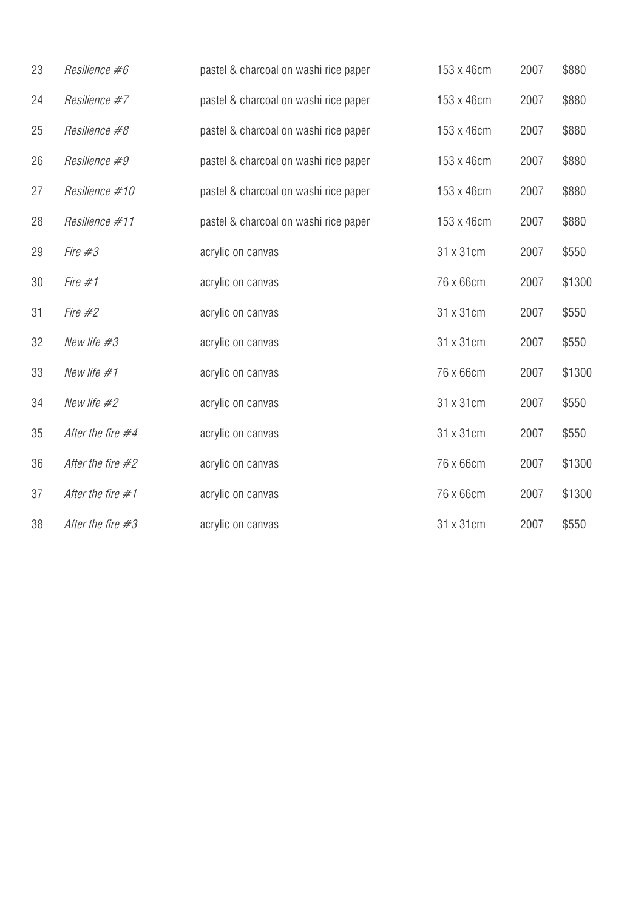| | | | | | |
|---|---|---|---|---|---|
| 23 | *Resilience #6* | pastel & charcoal on washi rice paper | 153 x 46cm | 2007 | $880 |
| 24 | *Resilience #7* | pastel & charcoal on washi rice paper | 153 x 46cm | 2007 | $880 |
| 25 | *Resilience #8* | pastel & charcoal on washi rice paper | 153 x 46cm | 2007 | $880 |
| 26 | *Resilience #9* | pastel & charcoal on washi rice paper | 153 x 46cm | 2007 | $880 |
| 27 | *Resilience #10* | pastel & charcoal on washi rice paper | 153 x 46cm | 2007 | $880 |
| 28 | *Resilience #11* | pastel & charcoal on washi rice paper | 153 x 46cm | 2007 | $880 |
| 29 | *Fire #3* | acrylic on canvas | 31 x 31cm | 2007 | $550 |
| 30 | *Fire #1* | acrylic on canvas | 76 x 66cm | 2007 | $1300 |
| 31 | *Fire #2* | acrylic on canvas | 31 x 31cm | 2007 | $550 |
| 32 | *New life #3* | acrylic on canvas | 31 x 31cm | 2007 | $550 |
| 33 | *New life #1* | acrylic on canvas | 76 x 66cm | 2007 | $1300 |
| 34 | *New life #2* | acrylic on canvas | 31 x 31cm | 2007 | $550 |
| 35 | *After the fire #4* | acrylic on canvas | 31 x 31cm | 2007 | $550 |
| 36 | *After the fire #2* | acrylic on canvas | 76 x 66cm | 2007 | $1300 |
| 37 | *After the fire #1* | acrylic on canvas | 76 x 66cm | 2007 | $1300 |
| 38 | *After the fire #3* | acrylic on canvas | 31 x 31cm | 2007 | $550 |